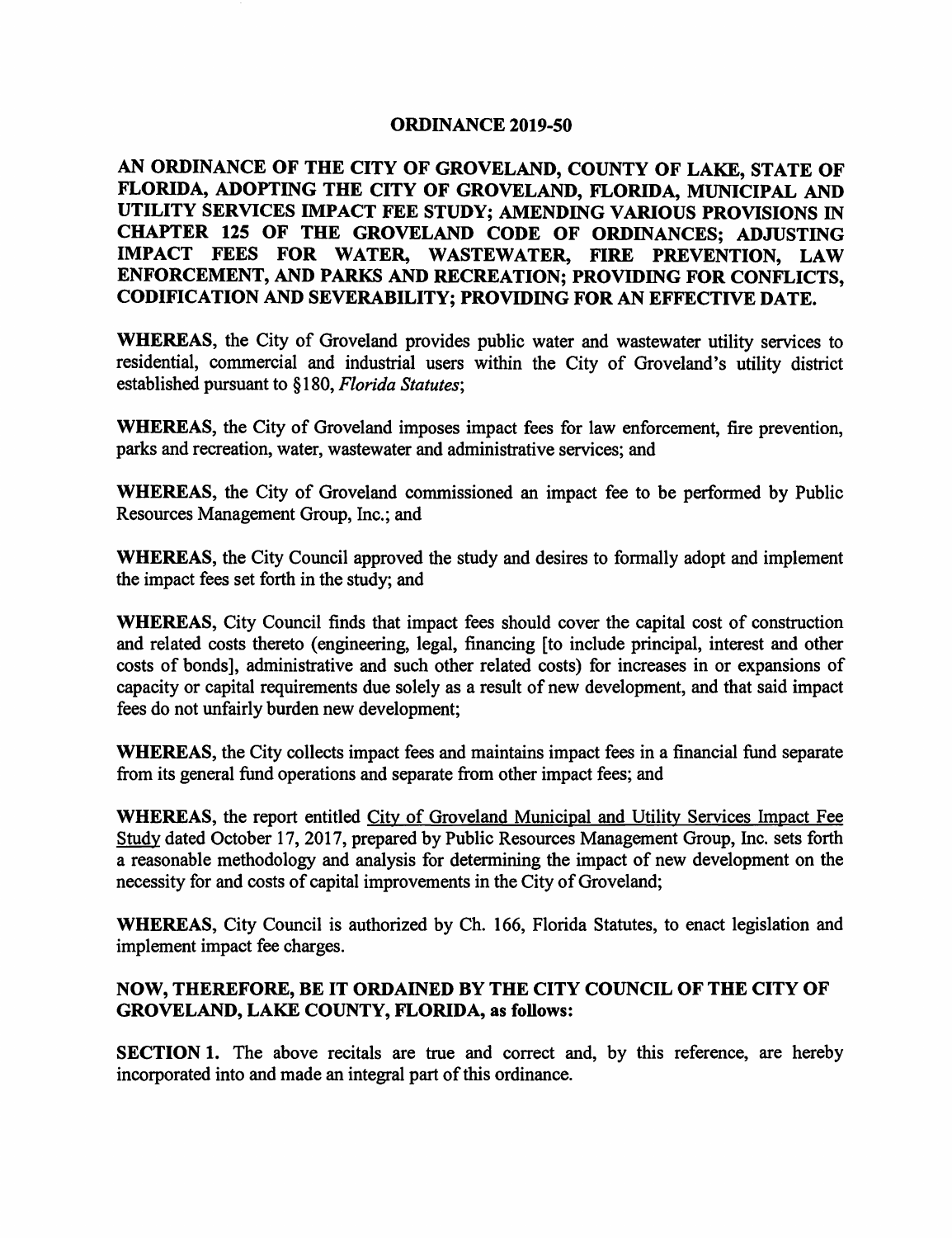# ORDINANCE 2019-50

**AN ORDINANCE OF THE CITY OF GROVELAND, COUNTY OF LAKE, STATE OF FLORIDA, ADOPTING THE CITY OF GROVELAND, FLORIDA, MUNICIPAL AND UTILITY SERVICES IMPACT FEE STUDY; AMENDING VARIOUS PROVISIONS IN CHAPTER 125 OF THE GROVELAND CODE OF ORDINANCES; ADJUSTING IMPACT FEES FOR WATER, WASTEWATER, FIRE PREVENTION, LAW ENFORCEMENT, AND PARKS AND RECREATION; PROVIDING FOR CONFLICTS, CODIFICATION AND SEVERABILITY; PROVIDING FOR AN EFFECTIVE DATE.**

**WHEREAS,** the City of Groveland provides public water and wastewater utility services to residential, commercial and industrial users within the City of Groveland's utility district established pursuant to §180, *Florida Statutes*;

**WHEREAS,** the City of Groveland imposes impact fees for law enforcement, fire prevention, parks and recreation, water, wastewater and administrative services; and

**WHEREAS,** the City of Groveland commissioned an impact fee to be performed by Public Resources Management Group, Inc.; and

**WHEREAS,** the City Council approved the study and desires to formally adopt and implement the impact fees set forth in the study; and

**WHEREAS,** City Council finds that impact fees should cover the capital cost of construction and related costs thereto (engineering, legal, financing [to include principal, interest and other costs of bonds], administrative and such other related costs) for increases in or expansions of capacity or capital requirements due solely as a result of new development, and that said impact fees do not unfairly burden new development;

**WHEREAS,** the City collects impact fees and maintains impact fees in a financial fund separate from its general fund operations and separate from other impact fees; and

**WHEREAS,** the report entitled City of Groveland Municipal and Utility Services Impact Fee Study dated October 17, 2017, prepared by Public Resources Management Group, Inc. sets forth a reasonable methodology and analysis for determining the impact of new development on the necessity for and costs of capital improvements in the City of Groveland;

**WHEREAS,** City Council is authorized by Ch. 166, Florida Statutes, to enact legislation and implement impact fee charges.

**NOW, THEREFORE, BE IT ORDAINED BY THE CITY COUNCIL OF THE CITY OF GROVELAND, LAKE COUNTY, FLORIDA, as follows:**

**SECTION 1.** The above recitals are true and correct and, by this reference, are hereby incorporated into and made an integral part of this ordinance.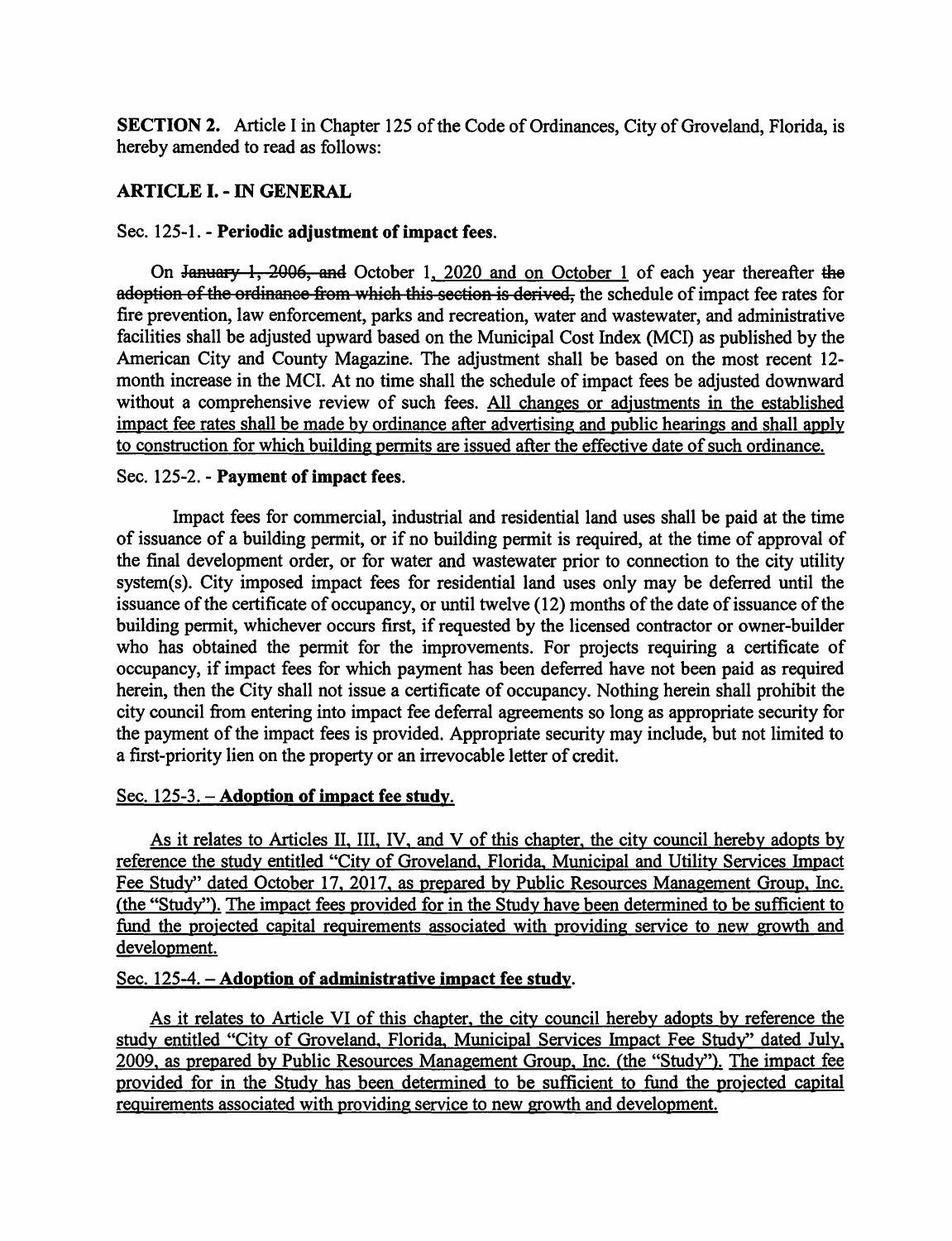**SECTION 2.** Article I in Chapter 125 of the Code of Ordinances, City of Groveland, Florida, is hereby amended to read as follows:

## ARTICLE I. - IN GENERAL

Sec. 125-1. - **Periodic adjustment of impact fees.**

On ~~January 1, 2006, and~~ October 1, 2020 and on October 1 of each year thereafter ~~the adoption of the ordinance from which this section is derived,~~ the schedule of impact fee rates for fire prevention, law enforcement, parks and recreation, water and wastewater, and administrative facilities shall be adjusted upward based on the Municipal Cost Index (MCI) as published by the American City and County Magazine. The adjustment shall be based on the most recent 12-month increase in the MCI. At no time shall the schedule of impact fees be adjusted downward without a comprehensive review of such fees. <u>All changes or adjustments in the established impact fee rates shall be made by ordinance after advertising and public hearings and shall apply to construction for which building permits are issued after the effective date of such ordinance.</u>

Sec. 125-2. - **Payment of impact fees.**

Impact fees for commercial, industrial and residential land uses shall be paid at the time of issuance of a building permit, or if no building permit is required, at the time of approval of the final development order, or for water and wastewater prior to connection to the city utility system(s). City imposed impact fees for residential land uses only may be deferred until the issuance of the certificate of occupancy, or until twelve (12) months of the date of issuance of the building permit, whichever occurs first, if requested by the licensed contractor or owner-builder who has obtained the permit for the improvements. For projects requiring a certificate of occupancy, if impact fees for which payment has been deferred have not been paid as required herein, then the City shall not issue a certificate of occupancy. Nothing herein shall prohibit the city council from entering into impact fee deferral agreements so long as appropriate security for the payment of the impact fees is provided. Appropriate security may include, but not limited to a first-priority lien on the property or an irrevocable letter of credit.

<u>Sec. 125-3. – **Adoption of impact fee study.**</u>

<u>As it relates to Articles II, III, IV, and V of this chapter, the city council hereby adopts by reference the study entitled "City of Groveland, Florida, Municipal and Utility Services Impact Fee Study" dated October 17, 2017, as prepared by Public Resources Management Group, Inc. (the "Study"). The impact fees provided for in the Study have been determined to be sufficient to fund the projected capital requirements associated with providing service to new growth and development.</u>

<u>Sec. 125-4. – **Adoption of administrative impact fee study.**</u>

<u>As it relates to Article VI of this chapter, the city council hereby adopts by reference the study entitled "City of Groveland, Florida, Municipal Services Impact Fee Study" dated July, 2009, as prepared by Public Resources Management Group, Inc. (the "Study"). The impact fee provided for in the Study has been determined to be sufficient to fund the projected capital requirements associated with providing service to new growth and development.</u>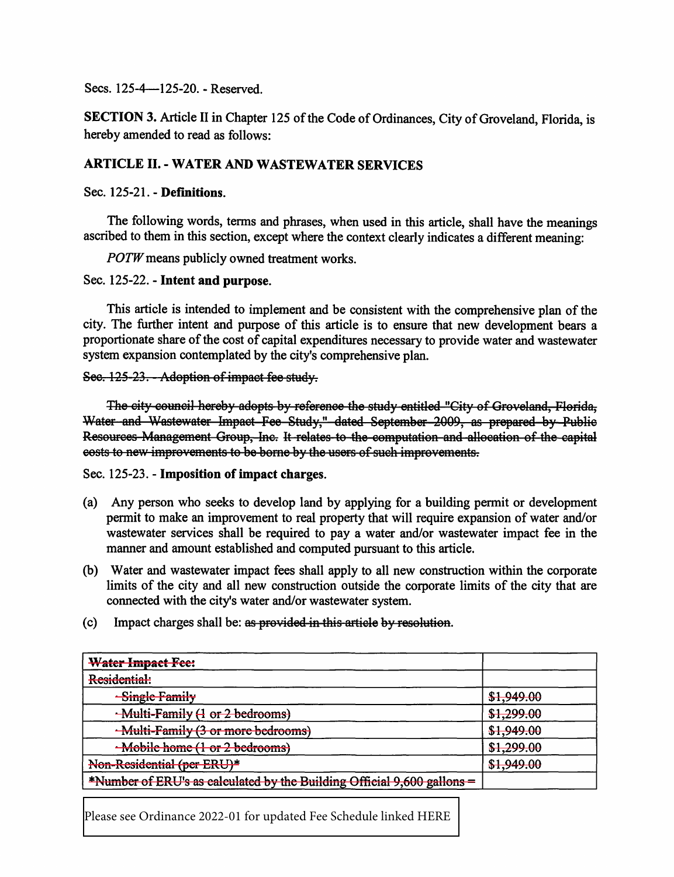Secs. 125-4—125-20. - Reserved.

**SECTION 3.** Article II in Chapter 125 of the Code of Ordinances, City of Groveland, Florida, is hereby amended to read as follows:

## ARTICLE II. - WATER AND WASTEWATER SERVICES

Sec. 125-21. - **Definitions.**

The following words, terms and phrases, when used in this article, shall have the meanings ascribed to them in this section, except where the context clearly indicates a different meaning:

*POTW* means publicly owned treatment works.

Sec. 125-22. - **Intent and purpose.**

This article is intended to implement and be consistent with the comprehensive plan of the city. The further intent and purpose of this article is to ensure that new development bears a proportionate share of the cost of capital expenditures necessary to provide water and wastewater system expansion contemplated by the city's comprehensive plan.

~~Sec. 125-23. - Adoption of impact fee study.~~

~~The city council hereby adopts by reference the study entitled "City of Groveland, Florida, Water and Wastewater Impact Fee Study," dated September 2009, as prepared by Public Resources Management Group, Inc. It relates to the computation and allocation of the capital costs to new improvements to be borne by the users of such improvements.~~

Sec. 125-23. - **Imposition of impact charges.**

(a) Any person who seeks to develop land by applying for a building permit or development permit to make an improvement to real property that will require expansion of water and/or wastewater services shall be required to pay a water and/or wastewater impact fee in the manner and amount established and computed pursuant to this article.

(b) Water and wastewater impact fees shall apply to all new construction within the corporate limits of the city and all new construction outside the corporate limits of the city that are connected with the city's water and/or wastewater system.

(c) Impact charges shall be: ~~as provided in this article~~ by resolution.

| ~~Water Impact Fee:~~ | |
|---|---|
| ~~Residential:~~ | |
| ~~- Single Family~~ | ~~$1,949.00~~ |
| ~~- Multi-Family (1 or 2 bedrooms)~~ | ~~$1,299.00~~ |
| ~~- Multi-Family (3 or more bedrooms)~~ | ~~$1,949.00~~ |
| ~~- Mobile home (1 or 2 bedrooms)~~ | ~~$1,299.00~~ |
| ~~Non-Residential (per ERU)*~~ | ~~$1,949.00~~ |
| ~~*Number of ERU's as calculated by the Building Official 9,600 gallons =~~ | |

Please see Ordinance 2022-01 for updated Fee Schedule linked HERE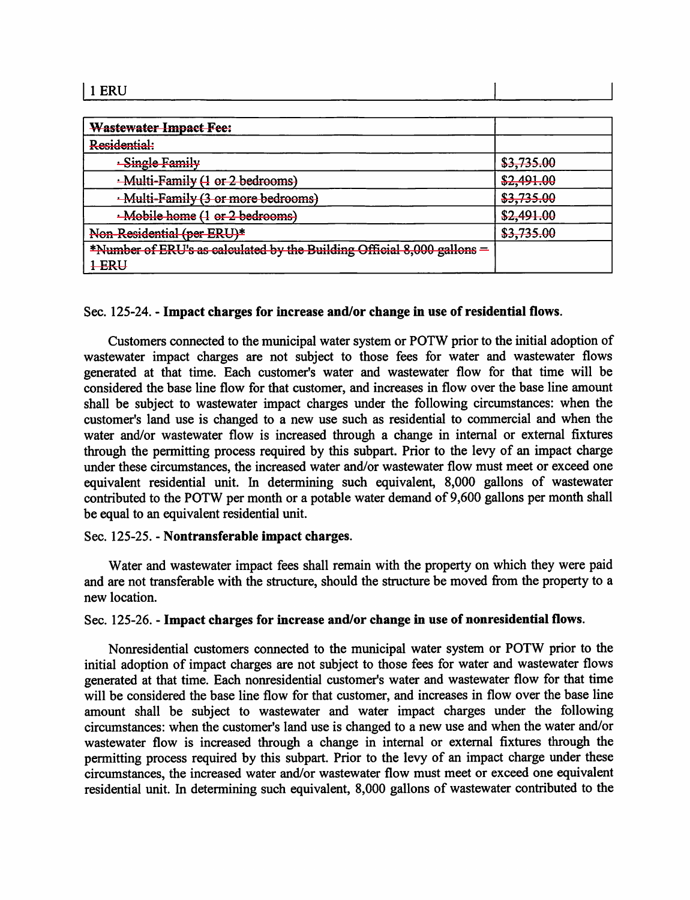| 1 ERU | |
|---|---|

| ~~Wastewater Impact Fee:~~ | |
|---|---|
| ~~Residential:~~ | |
| ~~· Single Family~~ | ~~$3,735.00~~ |
| ~~· Multi-Family (1 or 2 bedrooms)~~ | ~~$2,491.00~~ |
| ~~· Multi-Family (3 or more bedrooms)~~ | ~~$3,735.00~~ |
| ~~· Mobile home (1 or 2 bedrooms)~~ | ~~$2,491.00~~ |
| ~~Non-Residential (per ERU)*~~ | ~~$3,735.00~~ |
| ~~*Number of ERU's as calculated by the Building Official 8,000 gallons = 1 ERU~~ | |

Sec. 125-24. - **Impact charges for increase and/or change in use of residential flows.**

Customers connected to the municipal water system or POTW prior to the initial adoption of wastewater impact charges are not subject to those fees for water and wastewater flows generated at that time. Each customer's water and wastewater flow for that time will be considered the base line flow for that customer, and increases in flow over the base line amount shall be subject to wastewater impact charges under the following circumstances: when the customer's land use is changed to a new use such as residential to commercial and when the water and/or wastewater flow is increased through a change in internal or external fixtures through the permitting process required by this subpart. Prior to the levy of an impact charge under these circumstances, the increased water and/or wastewater flow must meet or exceed one equivalent residential unit. In determining such equivalent, 8,000 gallons of wastewater contributed to the POTW per month or a potable water demand of 9,600 gallons per month shall be equal to an equivalent residential unit.

Sec. 125-25. - **Nontransferable impact charges.**

Water and wastewater impact fees shall remain with the property on which they were paid and are not transferable with the structure, should the structure be moved from the property to a new location.

Sec. 125-26. - **Impact charges for increase and/or change in use of nonresidential flows.**

Nonresidential customers connected to the municipal water system or POTW prior to the initial adoption of impact charges are not subject to those fees for water and wastewater flows generated at that time. Each nonresidential customer's water and wastewater flow for that time will be considered the base line flow for that customer, and increases in flow over the base line amount shall be subject to wastewater and water impact charges under the following circumstances: when the customer's land use is changed to a new use and when the water and/or wastewater flow is increased through a change in internal or external fixtures through the permitting process required by this subpart. Prior to the levy of an impact charge under these circumstances, the increased water and/or wastewater flow must meet or exceed one equivalent residential unit. In determining such equivalent, 8,000 gallons of wastewater contributed to the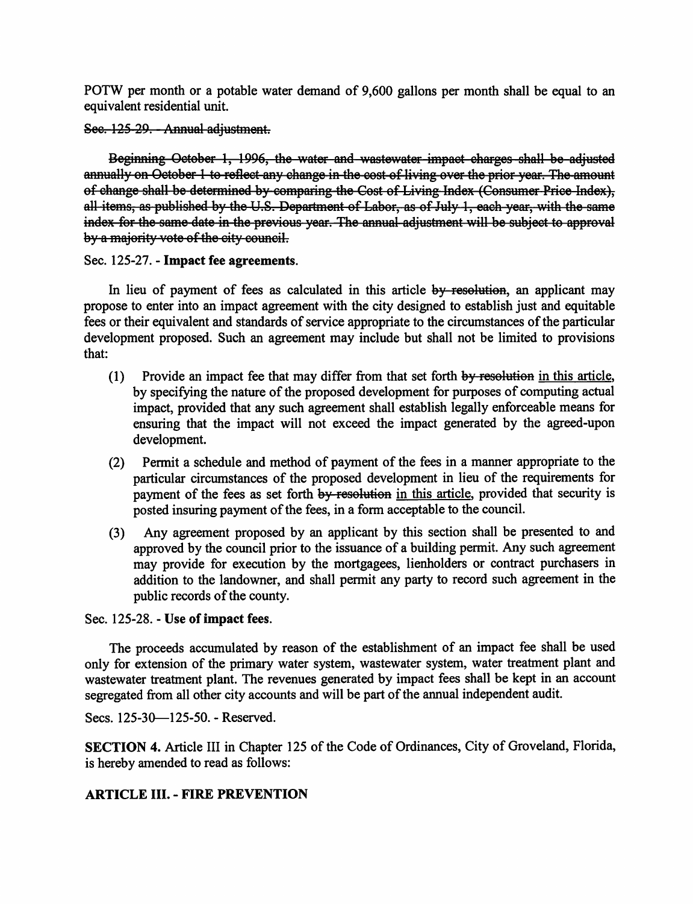POTW per month or a potable water demand of 9,600 gallons per month shall be equal to an equivalent residential unit.

~~Sec. 125-29. - Annual adjustment.~~

~~Beginning October 1, 1996, the water and wastewater impact charges shall be adjusted annually on October 1 to reflect any change in the cost of living over the prior year. The amount of change shall be determined by comparing the Cost of Living Index (Consumer Price Index), all items, as published by the U.S. Department of Labor, as of July 1, each year, with the same index for the same date in the previous year. The annual adjustment will be subject to approval by a majority vote of the city council.~~

Sec. 125-27. - **Impact fee agreements**.

In lieu of payment of fees as calculated in this article ~~by resolution~~, an applicant may propose to enter into an impact agreement with the city designed to establish just and equitable fees or their equivalent and standards of service appropriate to the circumstances of the particular development proposed. Such an agreement may include but shall not be limited to provisions that:

(1) Provide an impact fee that may differ from that set forth ~~by resolution~~ <u>in this article</u>, by specifying the nature of the proposed development for purposes of computing actual impact, provided that any such agreement shall establish legally enforceable means for ensuring that the impact will not exceed the impact generated by the agreed-upon development.

(2) Permit a schedule and method of payment of the fees in a manner appropriate to the particular circumstances of the proposed development in lieu of the requirements for payment of the fees as set forth ~~by resolution~~ <u>in this article</u>, provided that security is posted insuring payment of the fees, in a form acceptable to the council.

(3) Any agreement proposed by an applicant by this section shall be presented to and approved by the council prior to the issuance of a building permit. Any such agreement may provide for execution by the mortgagees, lienholders or contract purchasers in addition to the landowner, and shall permit any party to record such agreement in the public records of the county.

Sec. 125-28. - **Use of impact fees**.

The proceeds accumulated by reason of the establishment of an impact fee shall be used only for extension of the primary water system, wastewater system, water treatment plant and wastewater treatment plant. The revenues generated by impact fees shall be kept in an account segregated from all other city accounts and will be part of the annual independent audit.

Secs. 125-30—125-50. - Reserved.

**SECTION 4.** Article III in Chapter 125 of the Code of Ordinances, City of Groveland, Florida, is hereby amended to read as follows:

**ARTICLE III. - FIRE PREVENTION**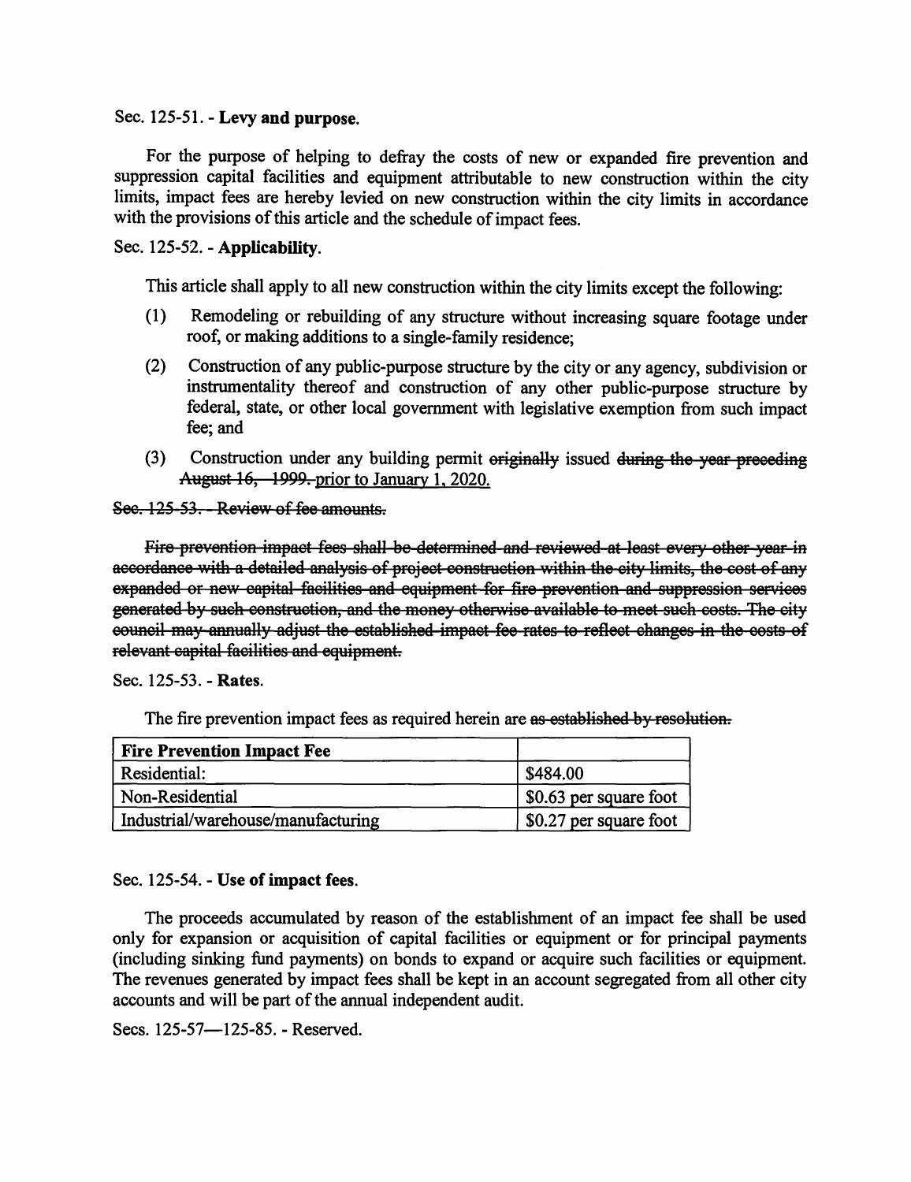Sec. 125-51. - **Levy and purpose.**

For the purpose of helping to defray the costs of new or expanded fire prevention and suppression capital facilities and equipment attributable to new construction within the city limits, impact fees are hereby levied on new construction within the city limits in accordance with the provisions of this article and the schedule of impact fees.

Sec. 125-52. - **Applicability.**

This article shall apply to all new construction within the city limits except the following:

(1) Remodeling or rebuilding of any structure without increasing square footage under roof, or making additions to a single-family residence;

(2) Construction of any public-purpose structure by the city or any agency, subdivision or instrumentality thereof and construction of any other public-purpose structure by federal, state, or other local government with legislative exemption from such impact fee; and

(3) Construction under any building permit ~~originally~~ issued ~~during the year preceding August 16, 1999.~~ <u>prior to January 1, 2020.</u>

~~Sec. 125-53. - Review of fee amounts.~~

~~Fire prevention impact fees shall be determined and reviewed at least every other year in accordance with a detailed analysis of project construction within the city limits, the cost of any expanded or new capital facilities and equipment for fire prevention and suppression services generated by such construction, and the money otherwise available to meet such costs. The city council may annually adjust the established impact fee rates to reflect changes in the costs of relevant capital facilities and equipment.~~

Sec. 125-53. - **Rates.**

The fire prevention impact fees as required herein are ~~as established by resolution.~~

| **Fire Prevention Impact Fee** | |
|---|---|
| Residential: | $484.00 |
| Non-Residential | $0.63 per square foot |
| Industrial/warehouse/manufacturing | $0.27 per square foot |

Sec. 125-54. - **Use of impact fees.**

The proceeds accumulated by reason of the establishment of an impact fee shall be used only for expansion or acquisition of capital facilities or equipment or for principal payments (including sinking fund payments) on bonds to expand or acquire such facilities or equipment. The revenues generated by impact fees shall be kept in an account segregated from all other city accounts and will be part of the annual independent audit.

Secs. 125-57—125-85. - Reserved.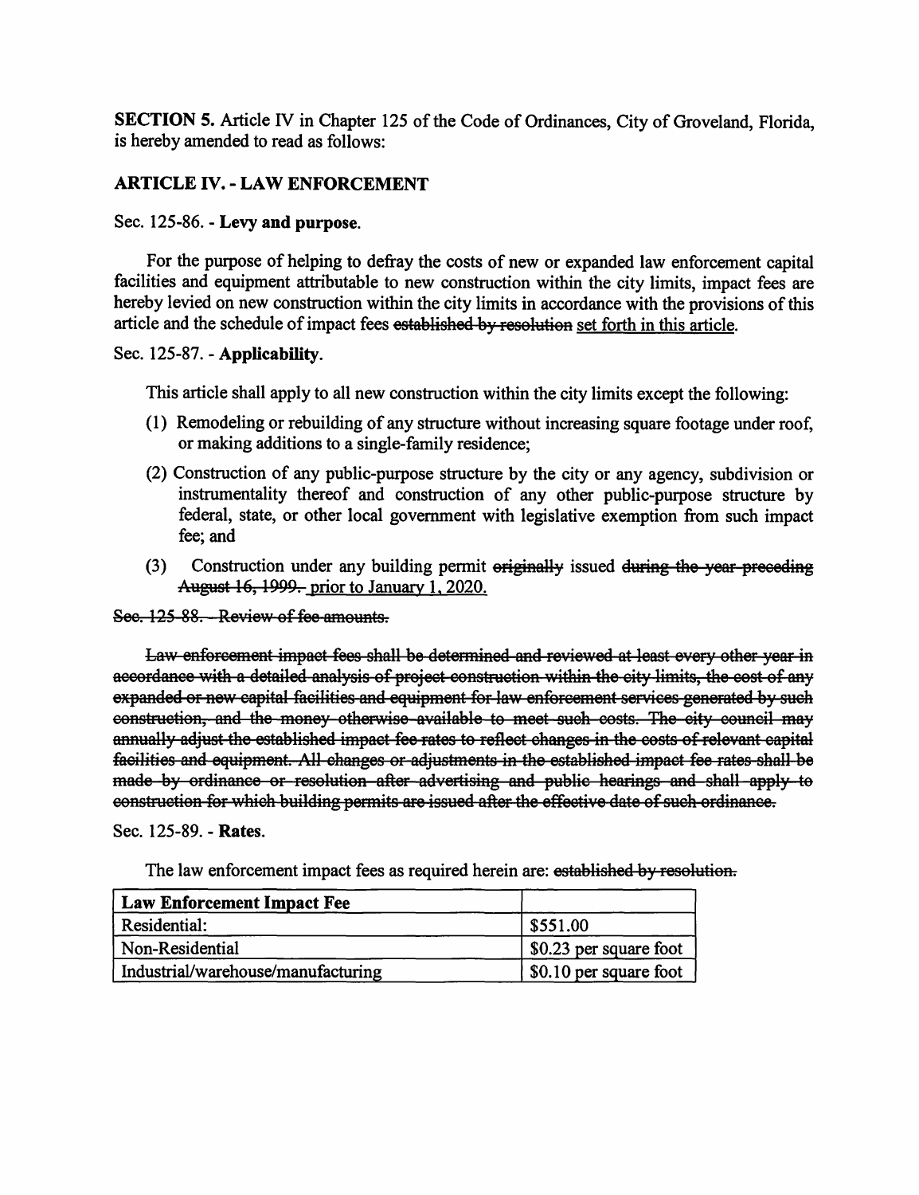**SECTION 5.** Article IV in Chapter 125 of the Code of Ordinances, City of Groveland, Florida, is hereby amended to read as follows:

## ARTICLE IV. - LAW ENFORCEMENT

Sec. 125-86. - **Levy and purpose.**

For the purpose of helping to defray the costs of new or expanded law enforcement capital facilities and equipment attributable to new construction within the city limits, impact fees are hereby levied on new construction within the city limits in accordance with the provisions of this article and the schedule of impact fees ~~established by resolution~~ <u>set forth in this article</u>.

Sec. 125-87. - **Applicability.**

This article shall apply to all new construction within the city limits except the following:

(1) Remodeling or rebuilding of any structure without increasing square footage under roof, or making additions to a single-family residence;

(2) Construction of any public-purpose structure by the city or any agency, subdivision or instrumentality thereof and construction of any other public-purpose structure by federal, state, or other local government with legislative exemption from such impact fee; and

(3) Construction under any building permit ~~originally~~ issued ~~during the year preceding August 16, 1999.~~ <u>prior to January 1, 2020.</u>

~~Sec. 125-88. - Review of fee amounts.~~

~~Law enforcement impact fees shall be determined and reviewed at least every other year in accordance with a detailed analysis of project construction within the city limits, the cost of any expanded or new capital facilities and equipment for law enforcement services generated by such construction, and the money otherwise available to meet such costs. The city council may annually adjust the established impact fee rates to reflect changes in the costs of relevant capital facilities and equipment. All changes or adjustments in the established impact fee rates shall be made by ordinance or resolution after advertising and public hearings and shall apply to construction for which building permits are issued after the effective date of such ordinance.~~

Sec. 125-89. - **Rates.**

The law enforcement impact fees as required herein are: ~~established by resolution.~~

| **Law Enforcement Impact Fee** | |
|---|---|
| Residential: | $551.00 |
| Non-Residential | $0.23 per square foot |
| Industrial/warehouse/manufacturing | $0.10 per square foot |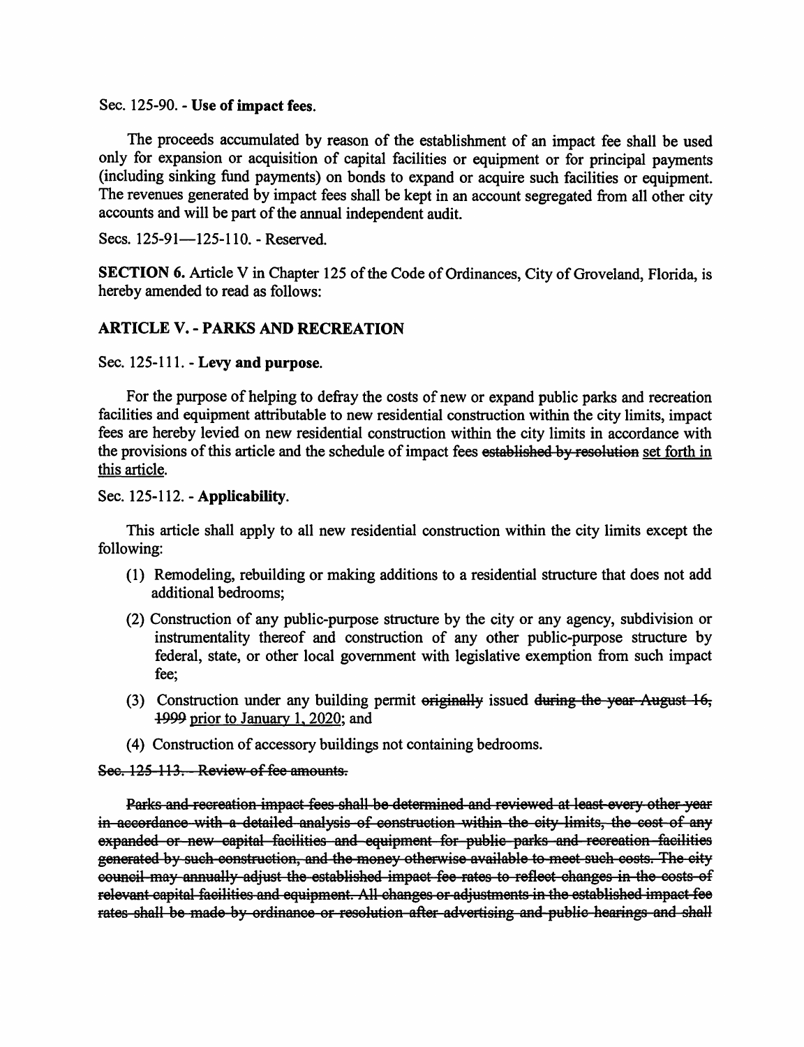Sec. 125-90. - **Use of impact fees.**

The proceeds accumulated by reason of the establishment of an impact fee shall be used only for expansion or acquisition of capital facilities or equipment or for principal payments (including sinking fund payments) on bonds to expand or acquire such facilities or equipment. The revenues generated by impact fees shall be kept in an account segregated from all other city accounts and will be part of the annual independent audit.

Secs. 125-91—125-110. - Reserved.

**SECTION 6.** Article V in Chapter 125 of the Code of Ordinances, City of Groveland, Florida, is hereby amended to read as follows:

## ARTICLE V. - PARKS AND RECREATION

Sec. 125-111. - **Levy and purpose.**

For the purpose of helping to defray the costs of new or expand public parks and recreation facilities and equipment attributable to new residential construction within the city limits, impact fees are hereby levied on new residential construction within the city limits in accordance with the provisions of this article and the schedule of impact fees ~~established by resolution~~ <u>set forth in this article</u>.

Sec. 125-112. - **Applicability.**

This article shall apply to all new residential construction within the city limits except the following:

(1) Remodeling, rebuilding or making additions to a residential structure that does not add additional bedrooms;

(2) Construction of any public-purpose structure by the city or any agency, subdivision or instrumentality thereof and construction of any other public-purpose structure by federal, state, or other local government with legislative exemption from such impact fee;

(3) Construction under any building permit ~~originally~~ issued ~~during the year August 16, 1999~~ <u>prior to January 1, 2020</u>; and

(4) Construction of accessory buildings not containing bedrooms.

~~Sec. 125-113. - Review of fee amounts.~~

~~Parks and recreation impact fees shall be determined and reviewed at least every other year in accordance with a detailed analysis of construction within the city limits, the cost of any expanded or new capital facilities and equipment for public parks and recreation facilities generated by such construction, and the money otherwise available to meet such costs. The city council may annually adjust the established impact fee rates to reflect changes in the costs of relevant capital facilities and equipment. All changes or adjustments in the established impact fee rates shall be made by ordinance or resolution after advertising and public hearings and shall~~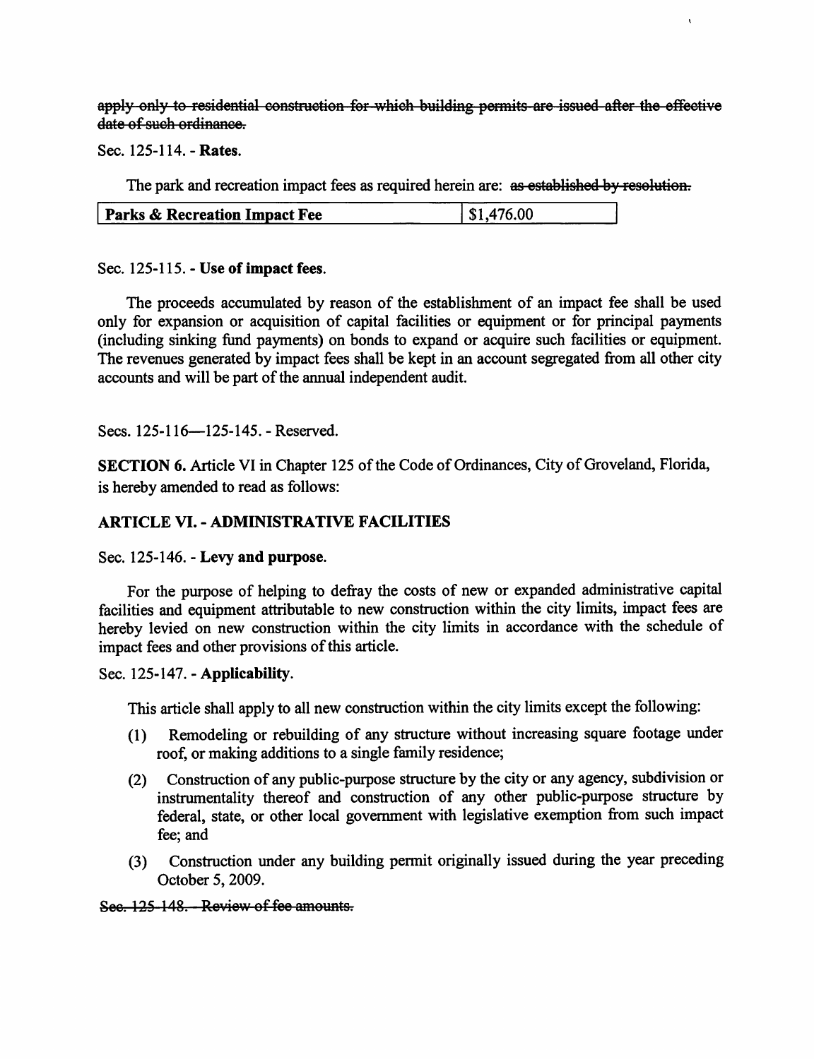~~apply only to residential construction for which building permits are issued after the effective date of such ordinance.~~

Sec. 125-114. - **Rates.**

The park and recreation impact fees as required herein are: ~~as established by resolution.~~

| **Parks & Recreation Impact Fee** | $1,476.00 |
| --- | --- |

Sec. 125-115. - **Use of impact fees.**

The proceeds accumulated by reason of the establishment of an impact fee shall be used only for expansion or acquisition of capital facilities or equipment or for principal payments (including sinking fund payments) on bonds to expand or acquire such facilities or equipment. The revenues generated by impact fees shall be kept in an account segregated from all other city accounts and will be part of the annual independent audit.

Secs. 125-116—125-145. - Reserved.

**SECTION 6.** Article VI in Chapter 125 of the Code of Ordinances, City of Groveland, Florida, is hereby amended to read as follows:

## ARTICLE VI. - ADMINISTRATIVE FACILITIES

Sec. 125-146. - **Levy and purpose.**

For the purpose of helping to defray the costs of new or expanded administrative capital facilities and equipment attributable to new construction within the city limits, impact fees are hereby levied on new construction within the city limits in accordance with the schedule of impact fees and other provisions of this article.

Sec. 125-147. - **Applicability.**

This article shall apply to all new construction within the city limits except the following:

(1) Remodeling or rebuilding of any structure without increasing square footage under roof, or making additions to a single family residence;

(2) Construction of any public-purpose structure by the city or any agency, subdivision or instrumentality thereof and construction of any other public-purpose structure by federal, state, or other local government with legislative exemption from such impact fee; and

(3) Construction under any building permit originally issued during the year preceding October 5, 2009.

~~Sec. 125-148. - Review of fee amounts.~~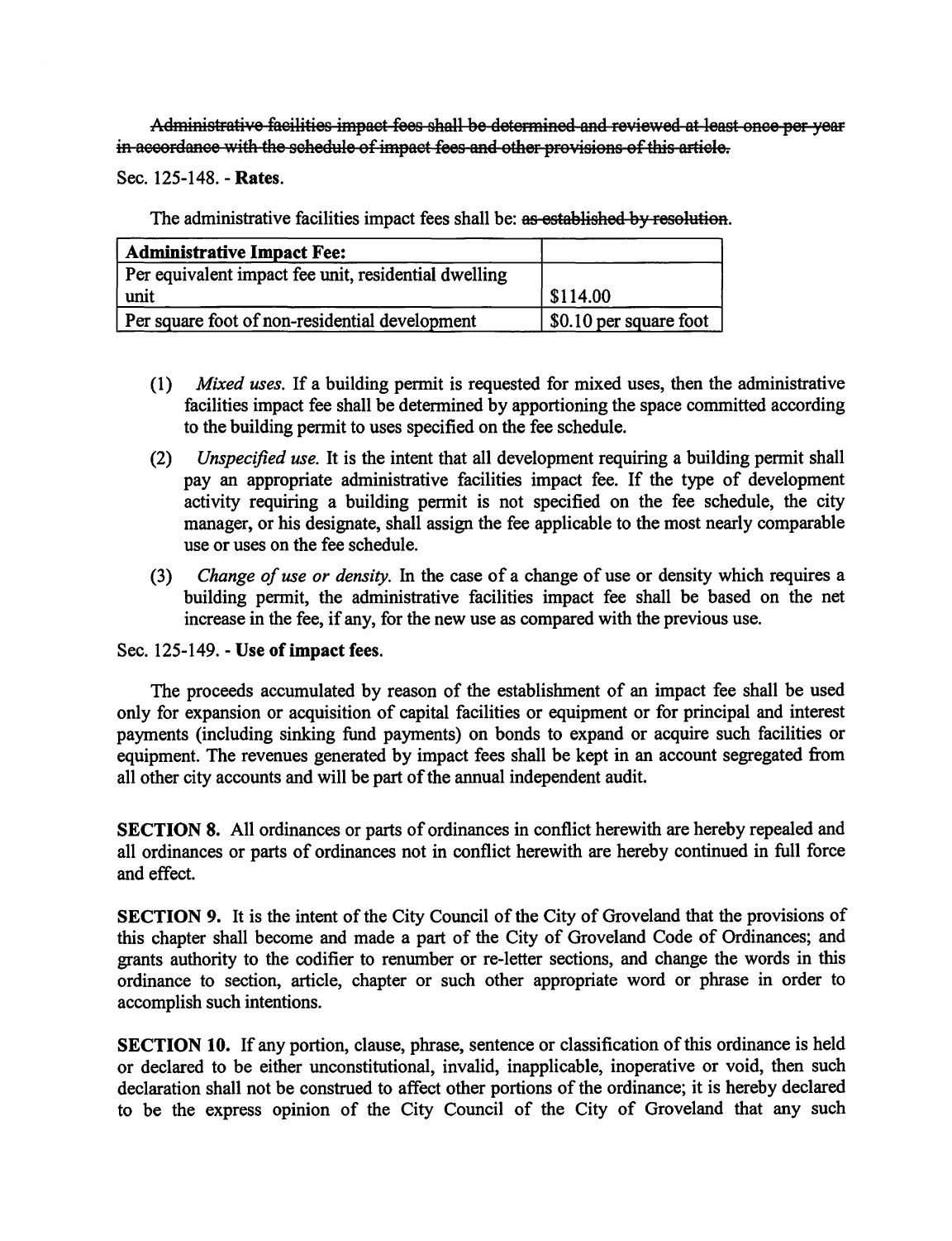~~Administrative facilities impact fees shall be determined and reviewed at least once per year in accordance with the schedule of impact fees and other provisions of this article.~~

Sec. 125-148. - **Rates.**

The administrative facilities impact fees shall be: ~~as established by resolution~~.

| **Administrative Impact Fee:** | |
|---|---|
| Per equivalent impact fee unit, residential dwelling unit | $114.00 |
| Per square foot of non-residential development | $0.10 per square foot |

(1) *Mixed uses.* If a building permit is requested for mixed uses, then the administrative facilities impact fee shall be determined by apportioning the space committed according to the building permit to uses specified on the fee schedule.

(2) *Unspecified use.* It is the intent that all development requiring a building permit shall pay an appropriate administrative facilities impact fee. If the type of development activity requiring a building permit is not specified on the fee schedule, the city manager, or his designate, shall assign the fee applicable to the most nearly comparable use or uses on the fee schedule.

(3) *Change of use or density.* In the case of a change of use or density which requires a building permit, the administrative facilities impact fee shall be based on the net increase in the fee, if any, for the new use as compared with the previous use.

Sec. 125-149. - **Use of impact fees.**

The proceeds accumulated by reason of the establishment of an impact fee shall be used only for expansion or acquisition of capital facilities or equipment or for principal and interest payments (including sinking fund payments) on bonds to expand or acquire such facilities or equipment. The revenues generated by impact fees shall be kept in an account segregated from all other city accounts and will be part of the annual independent audit.

**SECTION 8.** All ordinances or parts of ordinances in conflict herewith are hereby repealed and all ordinances or parts of ordinances not in conflict herewith are hereby continued in full force and effect.

**SECTION 9.** It is the intent of the City Council of the City of Groveland that the provisions of this chapter shall become and made a part of the City of Groveland Code of Ordinances; and grants authority to the codifier to renumber or re-letter sections, and change the words in this ordinance to section, article, chapter or such other appropriate word or phrase in order to accomplish such intentions.

**SECTION 10.** If any portion, clause, phrase, sentence or classification of this ordinance is held or declared to be either unconstitutional, invalid, inapplicable, inoperative or void, then such declaration shall not be construed to affect other portions of the ordinance; it is hereby declared to be the express opinion of the City Council of the City of Groveland that any such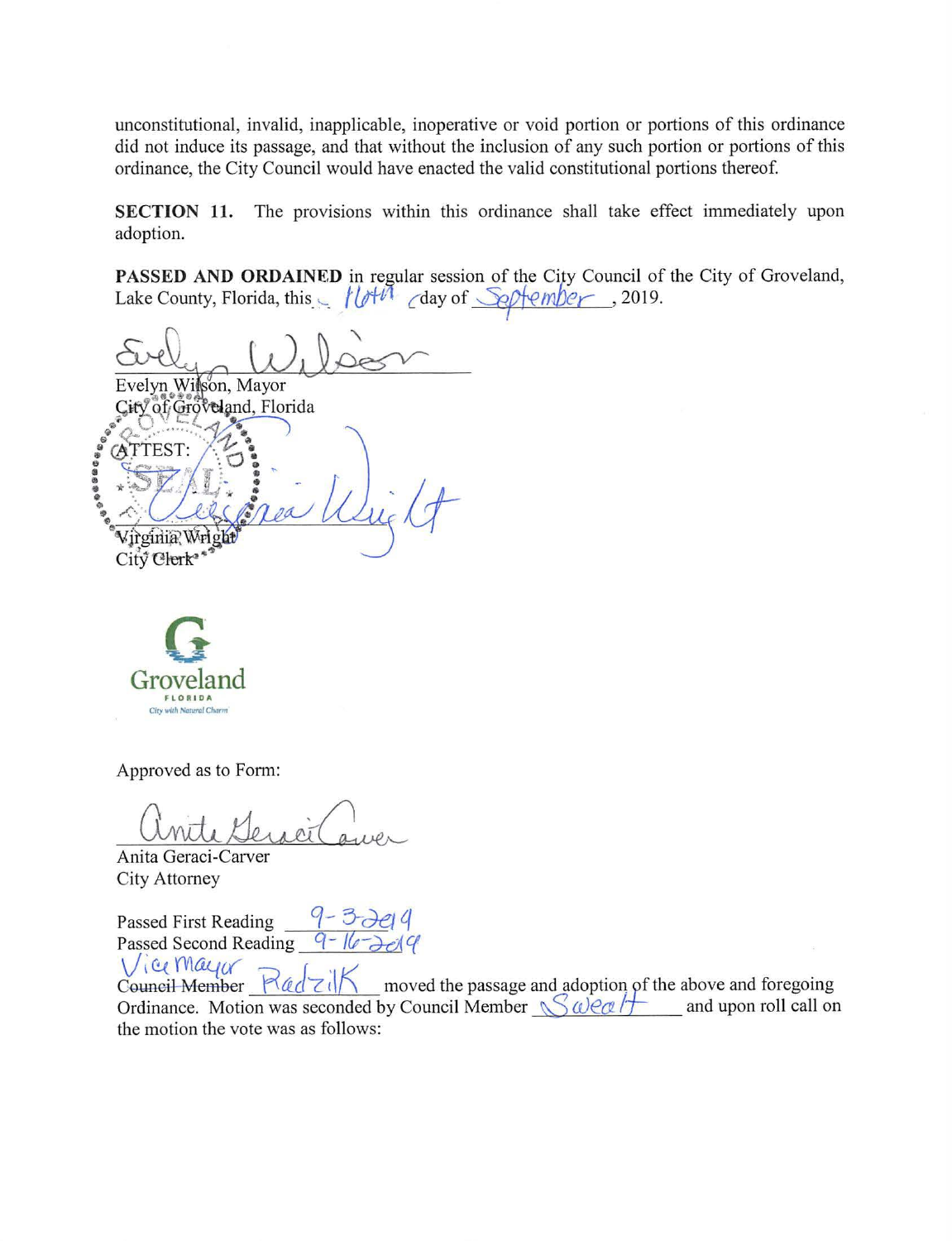unconstitutional, invalid, inapplicable, inoperative or void portion or portions of this ordinance did not induce its passage, and that without the inclusion of any such portion or portions of this ordinance, the City Council would have enacted the valid constitutional portions thereof.

**SECTION 11.** The provisions within this ordinance shall take effect immediately upon adoption.

**PASSED AND ORDAINED** in regular session of the City Council of the City of Groveland, Lake County, Florida, this 16th day of September, 2019.

Evelyn Wilson, Mayor
City of Groveland, Florida

ATTEST:

Virginia Wright
City Clerk

Groveland
FLORIDA
City with Natural Charm

Approved as to Form:

Anita Geraci-Carver
City Attorney

Passed First Reading 9-3-2019
Passed Second Reading 9-16-2019

~~Council Member~~ Vice Mayor Radzik moved the passage and adoption of the above and foregoing Ordinance. Motion was seconded by Council Member Sweatt and upon roll call on the motion the vote was as follows: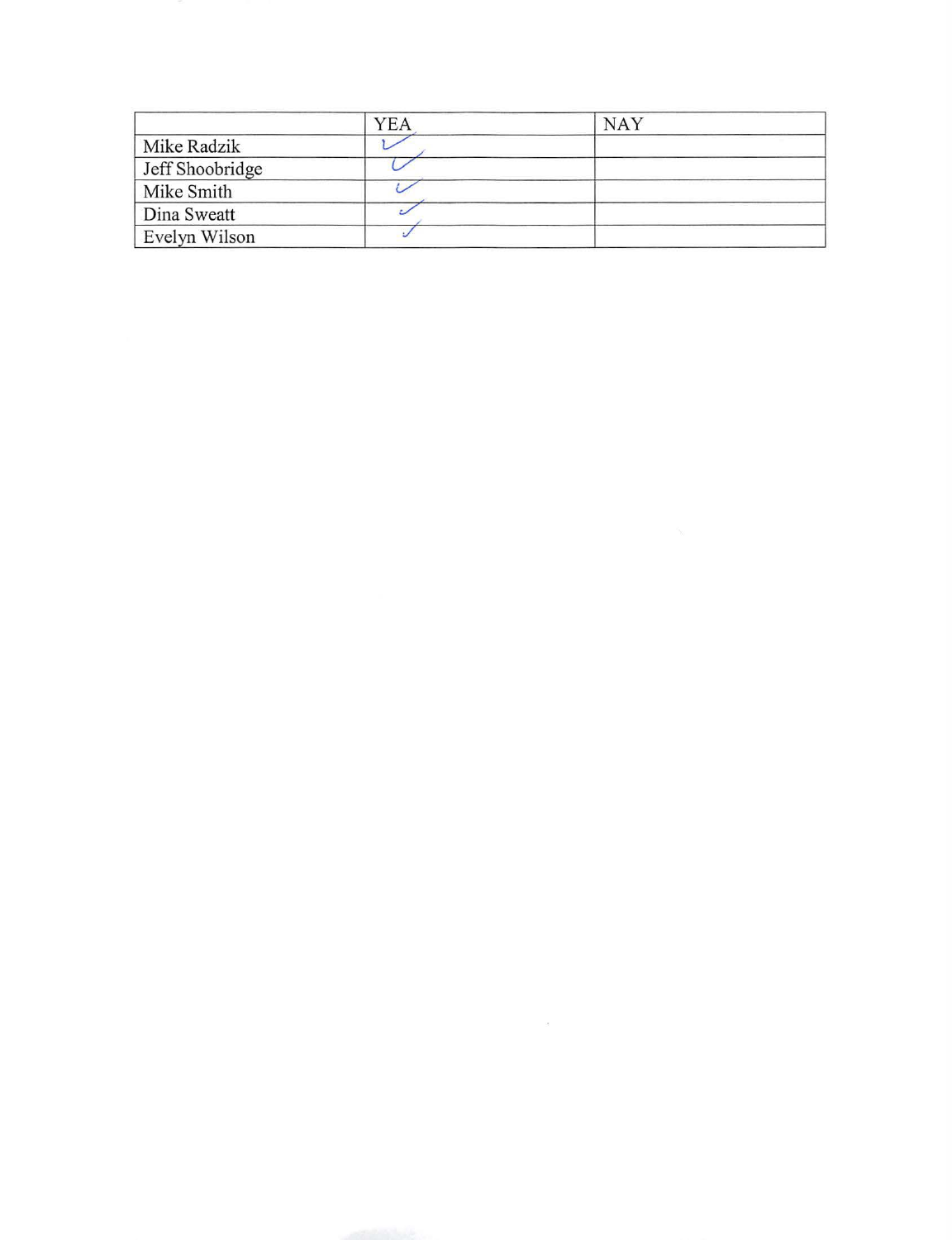| | YEA | NAY |
|---|---|---|
| Mike Radzik | ✓ | |
| Jeff Shoobridge | ✓ | |
| Mike Smith | ✓ | |
| Dina Sweatt | ✓ | |
| Evelyn Wilson | ✓ | |